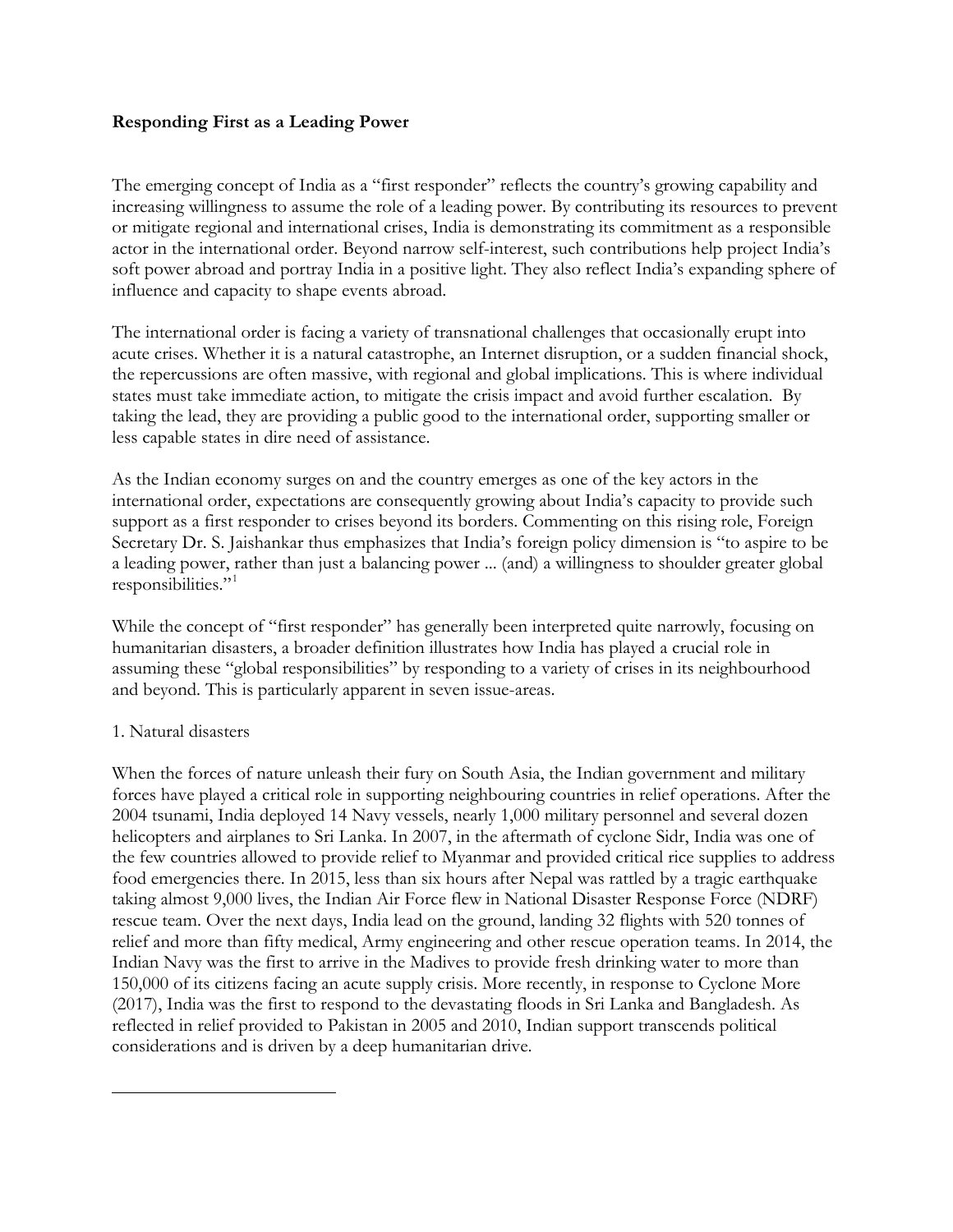**Responding First as a Leading Power**

The emerging concept of India as a "first responder" reflects the country's growing capability and increasing willingness to assume the role of a leading power. By contributing its resources to prevent or mitigate regional and international crises, India is demonstrating its commitment as a responsible actor in the international order. Beyond narrow self-interest, such contributions help project India's soft power abroad and portray India in a positive light. They also reflect India's expanding sphere of influence and capacity to shape events abroad.

The international order is facing a variety of transnational challenges that occasionally erupt into acute crises. Whether it is a natural catastrophe, an Internet disruption, or a sudden financial shock, the repercussions are often massive, with regional and global implications. This is where individual states must take immediate action, to mitigate the crisis impact and avoid further escalation. By taking the lead, they are providing a public good to the international order, supporting smaller or less capable states in dire need of assistance.

As the Indian economy surges on and the country emerges as one of the key actors in the international order, expectations are consequently growing about India's capacity to provide such support as a first responder to crises beyond its borders. Commenting on this rising role, Foreign Secretary Dr. S. Jaishankar thus emphasizes that India's foreign policy dimension is "to aspire to be a leading power, rather than just a balancing power ... (and) a willingness to shoulder greater global responsibilities."[1]

While the concept of "first responder" has generally been interpreted quite narrowly, focusing on humanitarian disasters, a broader definition illustrates how India has played a crucial role in assuming these "global responsibilities" by responding to a variety of crises in its neighbourhood and beyond. This is particularly apparent in seven issue-areas.

1. Natural disasters

When the forces of nature unleash their fury on South Asia, the Indian government and military forces have played a critical role in supporting neighbouring countries in relief operations. After the 2004 tsunami, India deployed 14 Navy vessels, nearly 1,000 military personnel and several dozen helicopters and airplanes to Sri Lanka. In 2007, in the aftermath of cyclone Sidr, India was one of the few countries allowed to provide relief to Myanmar and provided critical rice supplies to address food emergencies there. In 2015, less than six hours after Nepal was rattled by a tragic earthquake taking almost 9,000 lives, the Indian Air Force flew in National Disaster Response Force (NDRF) rescue team. Over the next days, India lead on the ground, landing 32 flights with 520 tonnes of relief and more than fifty medical, Army engineering and other rescue operation teams. In 2014, the Indian Navy was the first to arrive in the Madives to provide fresh drinking water to more than 150,000 of its citizens facing an acute supply crisis. More recently, in response to Cyclone More (2017), India was the first to respond to the devastating floods in Sri Lanka and Bangladesh. As reflected in relief provided to Pakistan in 2005 and 2010, Indian support transcends political considerations and is driven by a deep humanitarian drive.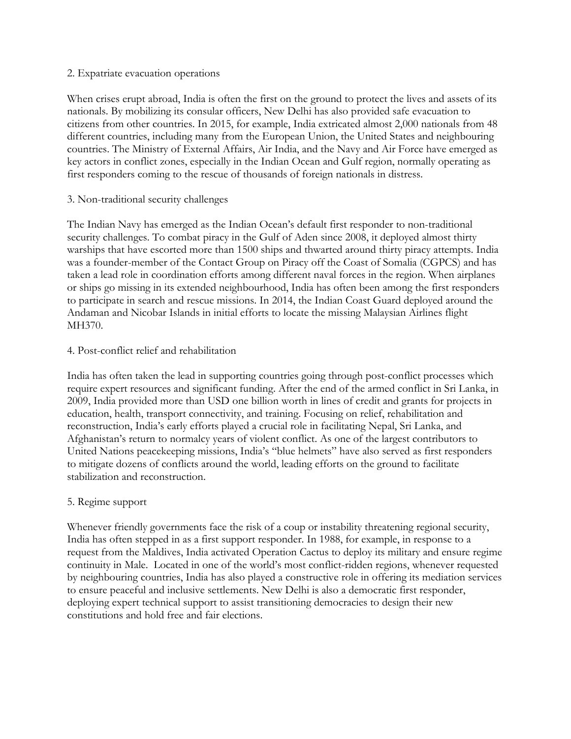## 2. Expatriate evacuation operations

When crises erupt abroad, India is often the first on the ground to protect the lives and assets of its nationals. By mobilizing its consular officers, New Delhi has also provided safe evacuation to citizens from other countries. In 2015, for example, India extricated almost 2,000 nationals from 48 different countries, including many from the European Union, the United States and neighbouring countries. The Ministry of External Affairs, Air India, and the Navy and Air Force have emerged as key actors in conflict zones, especially in the Indian Ocean and Gulf region, normally operating as first responders coming to the rescue of thousands of foreign nationals in distress.

## 3. Non-traditional security challenges

The Indian Navy has emerged as the Indian Ocean's default first responder to non-traditional security challenges. To combat piracy in the Gulf of Aden since 2008, it deployed almost thirty warships that have escorted more than 1500 ships and thwarted around thirty piracy attempts. India was a founder-member of the Contact Group on Piracy off the Coast of Somalia (CGPCS) and has taken a lead role in coordination efforts among different naval forces in the region. When airplanes or ships go missing in its extended neighbourhood, India has often been among the first responders to participate in search and rescue missions. In 2014, the Indian Coast Guard deployed around the Andaman and Nicobar Islands in initial efforts to locate the missing Malaysian Airlines flight MH370.

## 4. Post-conflict relief and rehabilitation

India has often taken the lead in supporting countries going through post-conflict processes which require expert resources and significant funding. After the end of the armed conflict in Sri Lanka, in 2009, India provided more than USD one billion worth in lines of credit and grants for projects in education, health, transport connectivity, and training. Focusing on relief, rehabilitation and reconstruction, India's early efforts played a crucial role in facilitating Nepal, Sri Lanka, and Afghanistan's return to normalcy years of violent conflict. As one of the largest contributors to United Nations peacekeeping missions, India's "blue helmets" have also served as first responders to mitigate dozens of conflicts around the world, leading efforts on the ground to facilitate stabilization and reconstruction.

## 5. Regime support

Whenever friendly governments face the risk of a coup or instability threatening regional security, India has often stepped in as a first support responder. In 1988, for example, in response to a request from the Maldives, India activated Operation Cactus to deploy its military and ensure regime continuity in Male. Located in one of the world's most conflict-ridden regions, whenever requested by neighbouring countries, India has also played a constructive role in offering its mediation services to ensure peaceful and inclusive settlements. New Delhi is also a democratic first responder, deploying expert technical support to assist transitioning democracies to design their new constitutions and hold free and fair elections.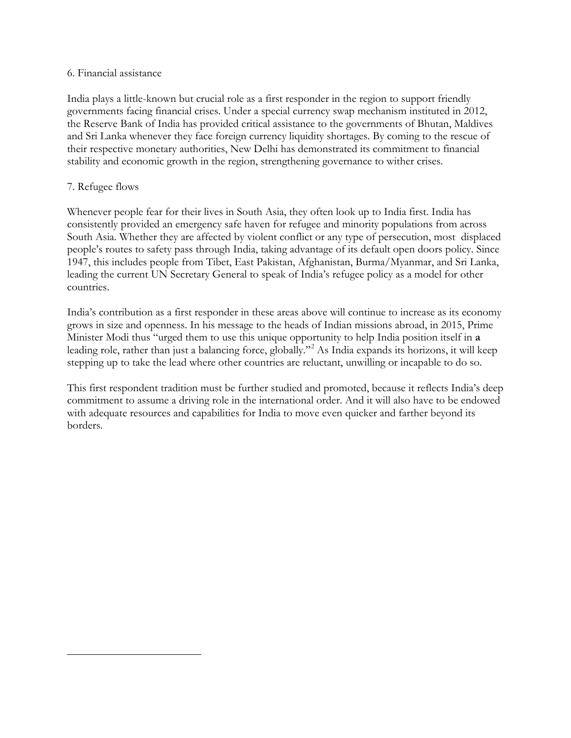6. Financial assistance

India plays a little-known but crucial role as a first responder in the region to support friendly governments facing financial crises. Under a special currency swap mechanism instituted in 2012, the Reserve Bank of India has provided critical assistance to the governments of Bhutan, Maldives and Sri Lanka whenever they face foreign currency liquidity shortages. By coming to the rescue of their respective monetary authorities, New Delhi has demonstrated its commitment to financial stability and economic growth in the region, strengthening governance to wither crises.

7. Refugee flows

Whenever people fear for their lives in South Asia, they often look up to India first. India has consistently provided an emergency safe haven for refugee and minority populations from across South Asia. Whether they are affected by violent conflict or any type of persecution, most displaced people's routes to safety pass through India, taking advantage of its default open doors policy. Since 1947, this includes people from Tibet, East Pakistan, Afghanistan, Burma/Myanmar, and Sri Lanka, leading the current UN Secretary General to speak of India's refugee policy as a model for other countries.

India's contribution as a first responder in these areas above will continue to increase as its economy grows in size and openness. In his message to the heads of Indian missions abroad, in 2015, Prime Minister Modi thus "urged them to use this unique opportunity to help India position itself in **a** leading role, rather than just a balancing force, globally."[2] As India expands its horizons, it will keep stepping up to take the lead where other countries are reluctant, unwilling or incapable to do so.

This first respondent tradition must be further studied and promoted, because it reflects India's deep commitment to assume a driving role in the international order. And it will also have to be endowed with adequate resources and capabilities for India to move even quicker and farther beyond its borders.